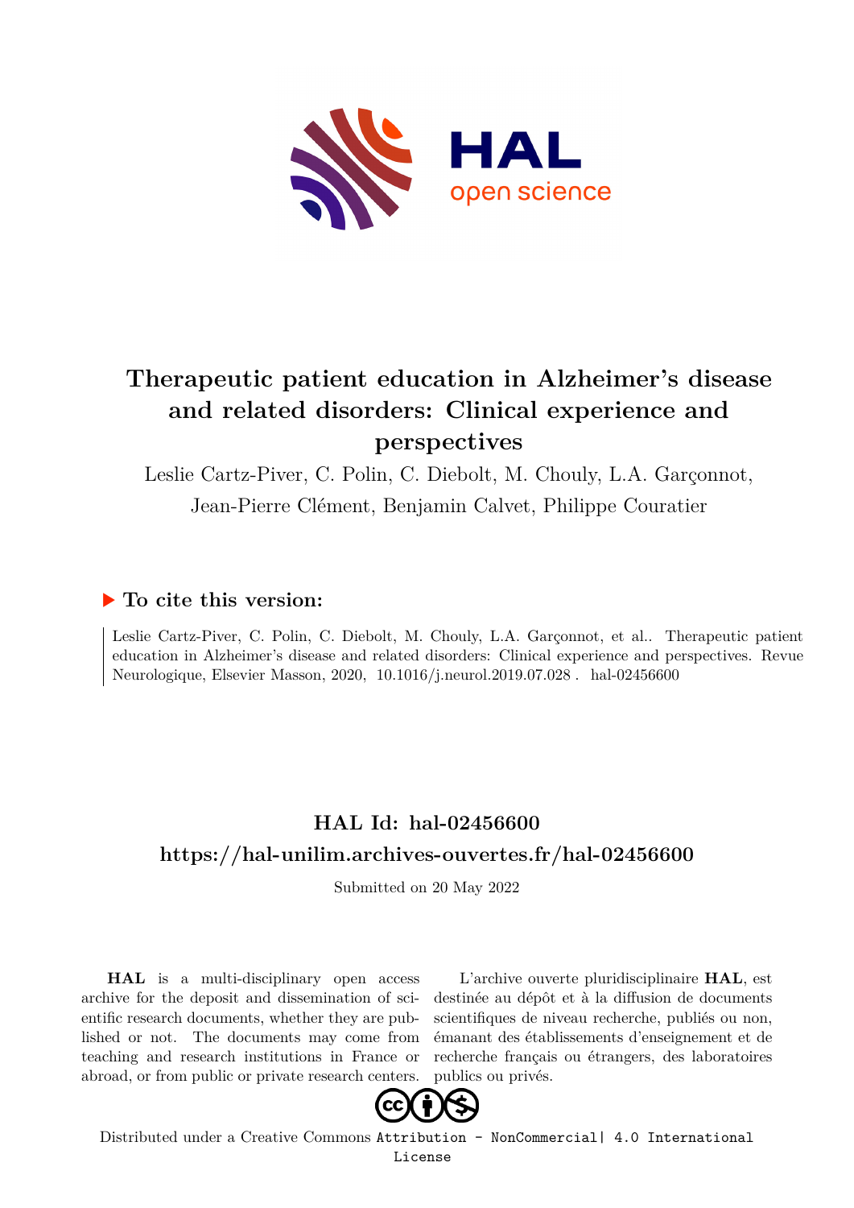# Therapeutic patient education in Alzheimer's disease and related disorders: Clinical experience and perspectives

Leslie Cartz-Piver, C. Polin, C. Diebolt, M. Chouly, L.A. Garçonnot, Jean-Pierre Clément, Benjamin Calvet, Philippe Couratier

## ▶ To cite this version:

Leslie Cartz-Piver, C. Polin, C. Diebolt, M. Chouly, L.A. Garçonnot, et al.. Therapeutic patient education in Alzheimer's disease and related disorders: Clinical experience and perspectives. Revue Neurologique, Elsevier Masson, 2020, 10.1016/j.neurol.2019.07.028 . hal-02456600

## HAL Id: hal-02456600

## https://hal-unilim.archives-ouvertes.fr/hal-02456600

Submitted on 20 May 2022

**HAL** is a multi-disciplinary open access archive for the deposit and dissemination of scientific research documents, whether they are published or not. The documents may come from teaching and research institutions in France or abroad, or from public or private research centers.

L'archive ouverte pluridisciplinaire **HAL**, est destinée au dépôt et à la diffusion de documents scientifiques de niveau recherche, publiés ou non, émanant des établissements d'enseignement et de recherche français ou étrangers, des laboratoires publics ou privés.

Distributed under a Creative Commons Attribution - NonCommercial| 4.0 International License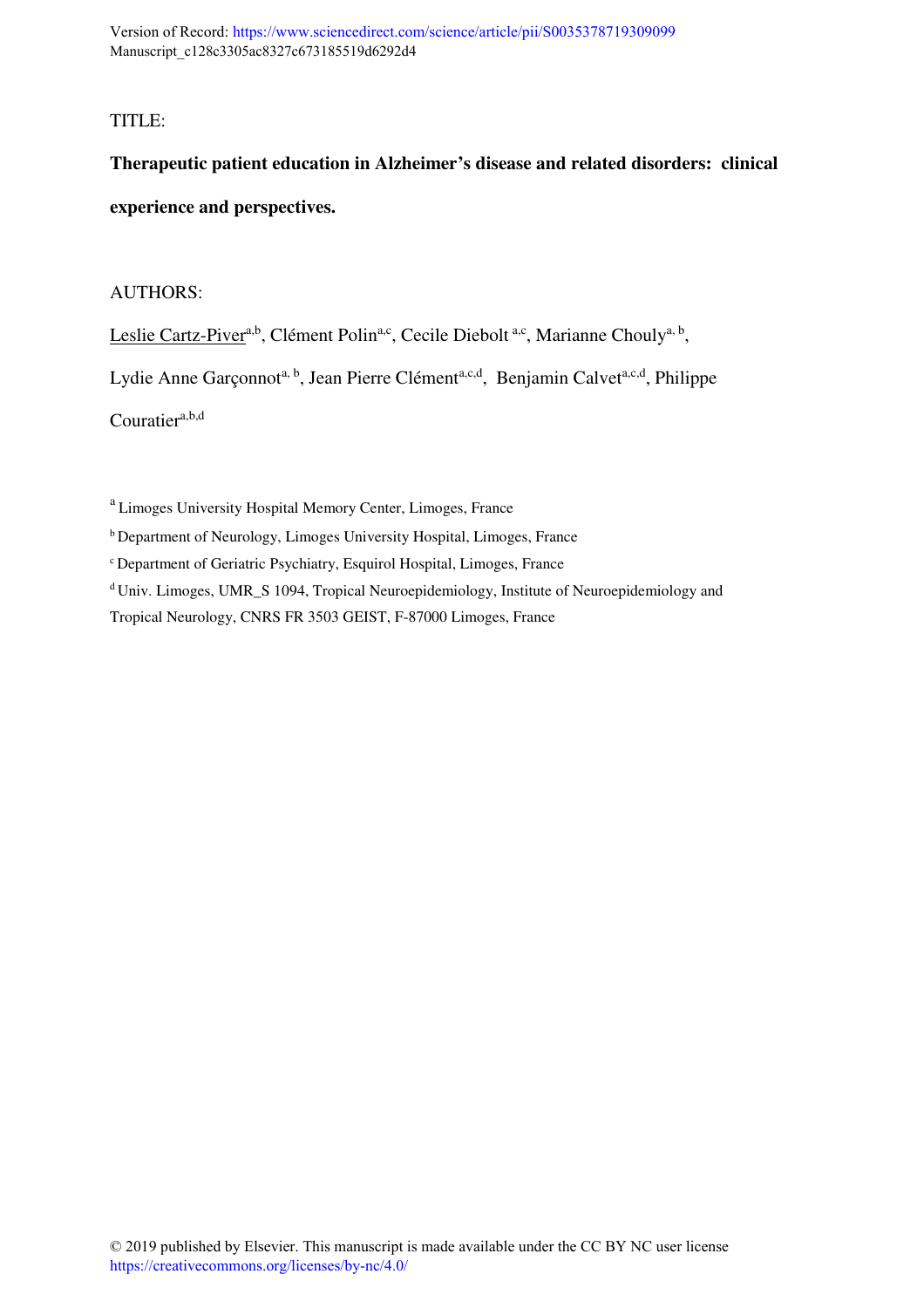Version of Record: https://www.sciencedirect.com/science/article/pii/S0035378719309099
Manuscript_c128c3305ac8327c673185519d6292d4

TITLE:

**Therapeutic patient education in Alzheimer's disease and related disorders: clinical experience and perspectives.**

AUTHORS:

Leslie Cartz-Piver[a,b], Clément Polin[a,c], Cecile Diebolt [a,c], Marianne Chouly[a, b], Lydie Anne Garçonnot[a, b], Jean Pierre Clément[a,c,d], Benjamin Calvet[a,c,d], Philippe Couratier[a,b,d]

[a] Limoges University Hospital Memory Center, Limoges, France

[b] Department of Neurology, Limoges University Hospital, Limoges, France

[c] Department of Geriatric Psychiatry, Esquirol Hospital, Limoges, France

[d] Univ. Limoges, UMR_S 1094, Tropical Neuroepidemiology, Institute of Neuroepidemiology and Tropical Neurology, CNRS FR 3503 GEIST, F-87000 Limoges, France

© 2019 published by Elsevier. This manuscript is made available under the CC BY NC user license https://creativecommons.org/licenses/by-nc/4.0/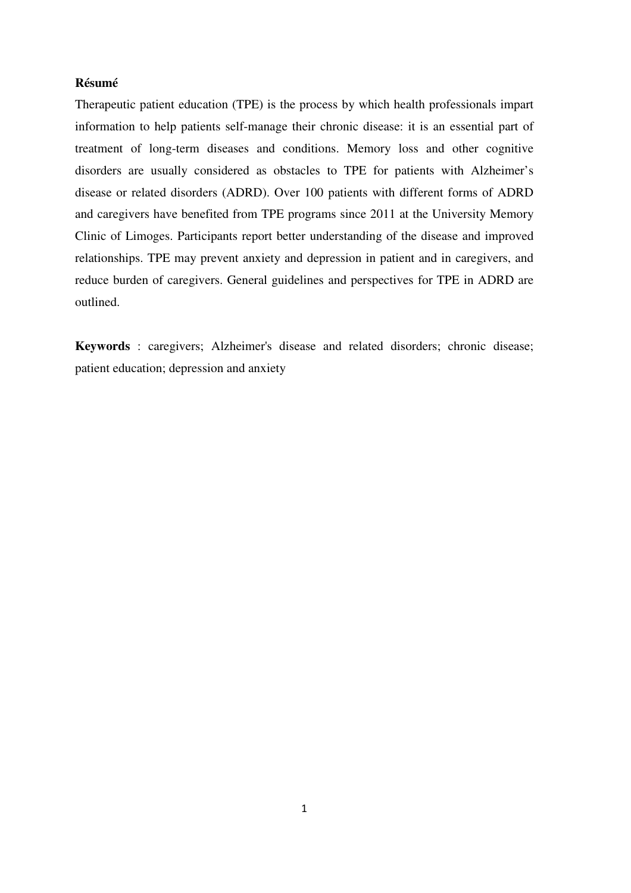**Résumé**

Therapeutic patient education (TPE) is the process by which health professionals impart information to help patients self-manage their chronic disease: it is an essential part of treatment of long-term diseases and conditions. Memory loss and other cognitive disorders are usually considered as obstacles to TPE for patients with Alzheimer's disease or related disorders (ADRD). Over 100 patients with different forms of ADRD and caregivers have benefited from TPE programs since 2011 at the University Memory Clinic of Limoges. Participants report better understanding of the disease and improved relationships. TPE may prevent anxiety and depression in patient and in caregivers, and reduce burden of caregivers. General guidelines and perspectives for TPE in ADRD are outlined.

**Keywords** : caregivers; Alzheimer's disease and related disorders; chronic disease; patient education; depression and anxiety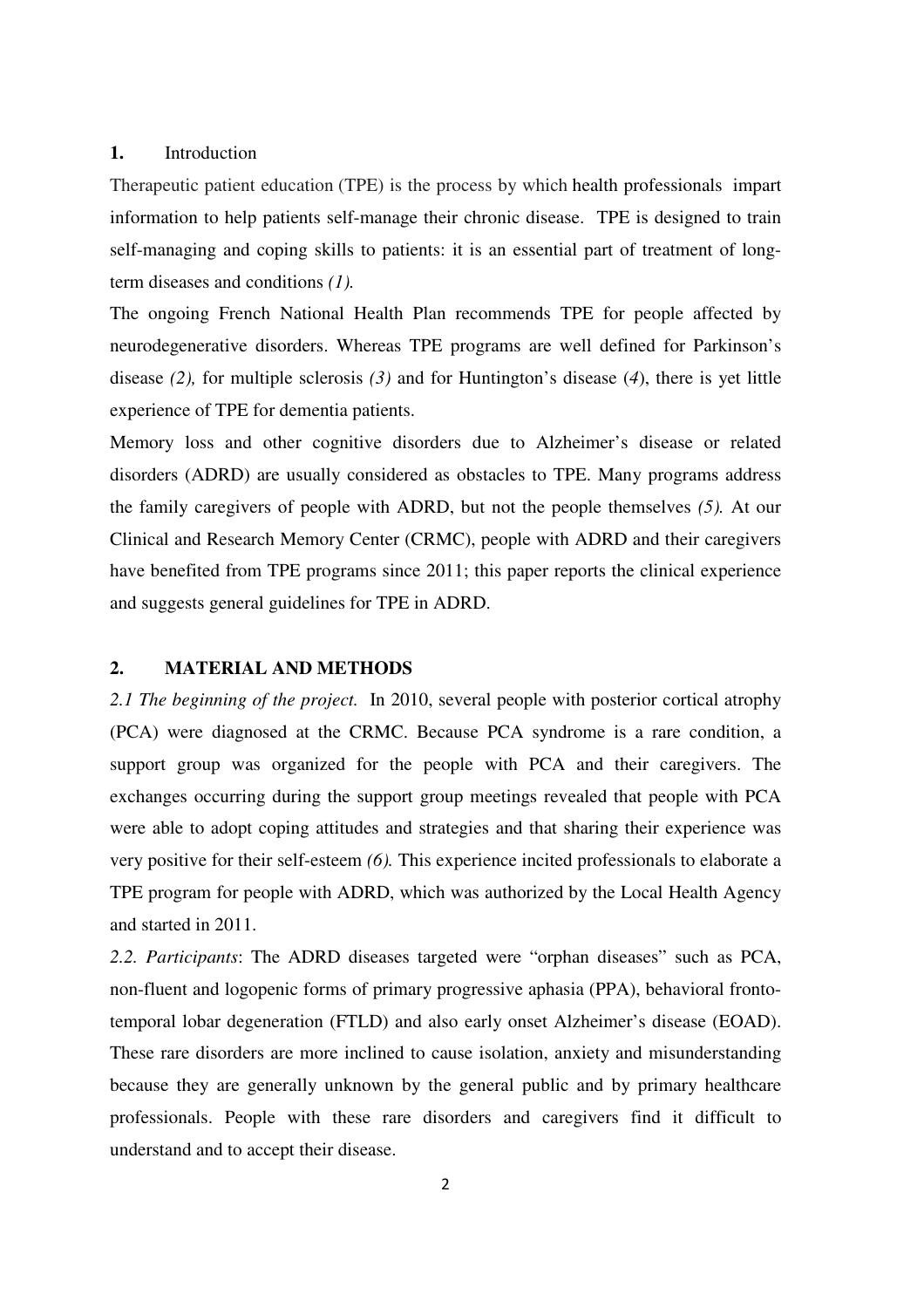## 1. Introduction

Therapeutic patient education (TPE) is the process by which health professionals impart information to help patients self-manage their chronic disease. TPE is designed to train self-managing and coping skills to patients: it is an essential part of treatment of long-term diseases and conditions *(1).*

The ongoing French National Health Plan recommends TPE for people affected by neurodegenerative disorders. Whereas TPE programs are well defined for Parkinson's disease *(2),* for multiple sclerosis *(3)* and for Huntington's disease (*4*), there is yet little experience of TPE for dementia patients.

Memory loss and other cognitive disorders due to Alzheimer's disease or related disorders (ADRD) are usually considered as obstacles to TPE. Many programs address the family caregivers of people with ADRD, but not the people themselves *(5).* At our Clinical and Research Memory Center (CRMC), people with ADRD and their caregivers have benefited from TPE programs since 2011; this paper reports the clinical experience and suggests general guidelines for TPE in ADRD.

## 2. MATERIAL AND METHODS

*2.1 The beginning of the project.* In 2010, several people with posterior cortical atrophy (PCA) were diagnosed at the CRMC. Because PCA syndrome is a rare condition, a support group was organized for the people with PCA and their caregivers. The exchanges occurring during the support group meetings revealed that people with PCA were able to adopt coping attitudes and strategies and that sharing their experience was very positive for their self-esteem *(6).* This experience incited professionals to elaborate a TPE program for people with ADRD, which was authorized by the Local Health Agency and started in 2011.

*2.2. Participants*: The ADRD diseases targeted were "orphan diseases" such as PCA, non-fluent and logopenic forms of primary progressive aphasia (PPA), behavioral fronto-temporal lobar degeneration (FTLD) and also early onset Alzheimer's disease (EOAD). These rare disorders are more inclined to cause isolation, anxiety and misunderstanding because they are generally unknown by the general public and by primary healthcare professionals. People with these rare disorders and caregivers find it difficult to understand and to accept their disease.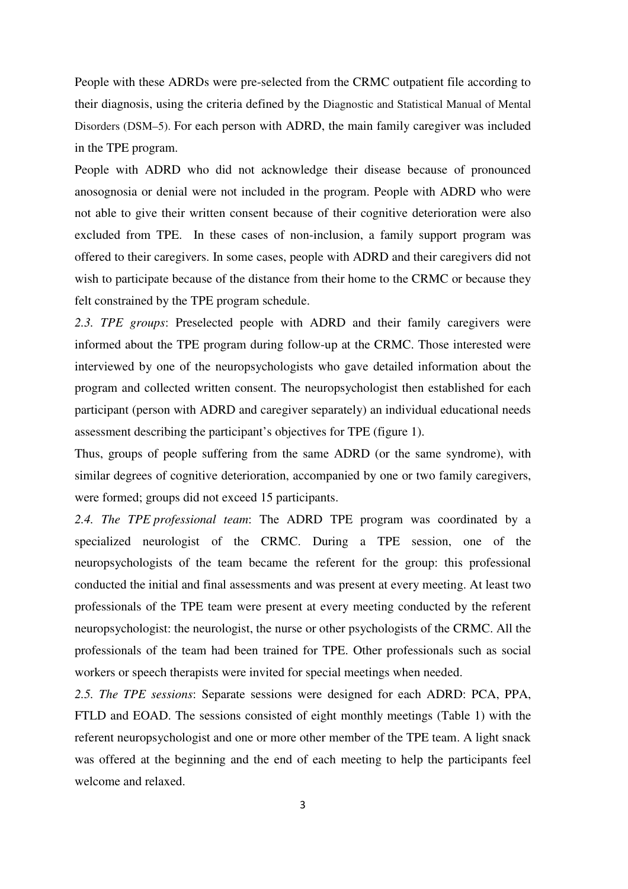People with these ADRDs were pre-selected from the CRMC outpatient file according to their diagnosis, using the criteria defined by the Diagnostic and Statistical Manual of Mental Disorders (DSM–5). For each person with ADRD, the main family caregiver was included in the TPE program.

People with ADRD who did not acknowledge their disease because of pronounced anosognosia or denial were not included in the program. People with ADRD who were not able to give their written consent because of their cognitive deterioration were also excluded from TPE. In these cases of non-inclusion, a family support program was offered to their caregivers. In some cases, people with ADRD and their caregivers did not wish to participate because of the distance from their home to the CRMC or because they felt constrained by the TPE program schedule.

*2.3. TPE groups*: Preselected people with ADRD and their family caregivers were informed about the TPE program during follow-up at the CRMC. Those interested were interviewed by one of the neuropsychologists who gave detailed information about the program and collected written consent. The neuropsychologist then established for each participant (person with ADRD and caregiver separately) an individual educational needs assessment describing the participant's objectives for TPE (figure 1).

Thus, groups of people suffering from the same ADRD (or the same syndrome), with similar degrees of cognitive deterioration, accompanied by one or two family caregivers, were formed; groups did not exceed 15 participants.

*2.4. The TPE professional team*: The ADRD TPE program was coordinated by a specialized neurologist of the CRMC. During a TPE session, one of the neuropsychologists of the team became the referent for the group: this professional conducted the initial and final assessments and was present at every meeting. At least two professionals of the TPE team were present at every meeting conducted by the referent neuropsychologist: the neurologist, the nurse or other psychologists of the CRMC. All the professionals of the team had been trained for TPE. Other professionals such as social workers or speech therapists were invited for special meetings when needed.

*2.5. The TPE sessions*: Separate sessions were designed for each ADRD: PCA, PPA, FTLD and EOAD. The sessions consisted of eight monthly meetings (Table 1) with the referent neuropsychologist and one or more other member of the TPE team. A light snack was offered at the beginning and the end of each meeting to help the participants feel welcome and relaxed.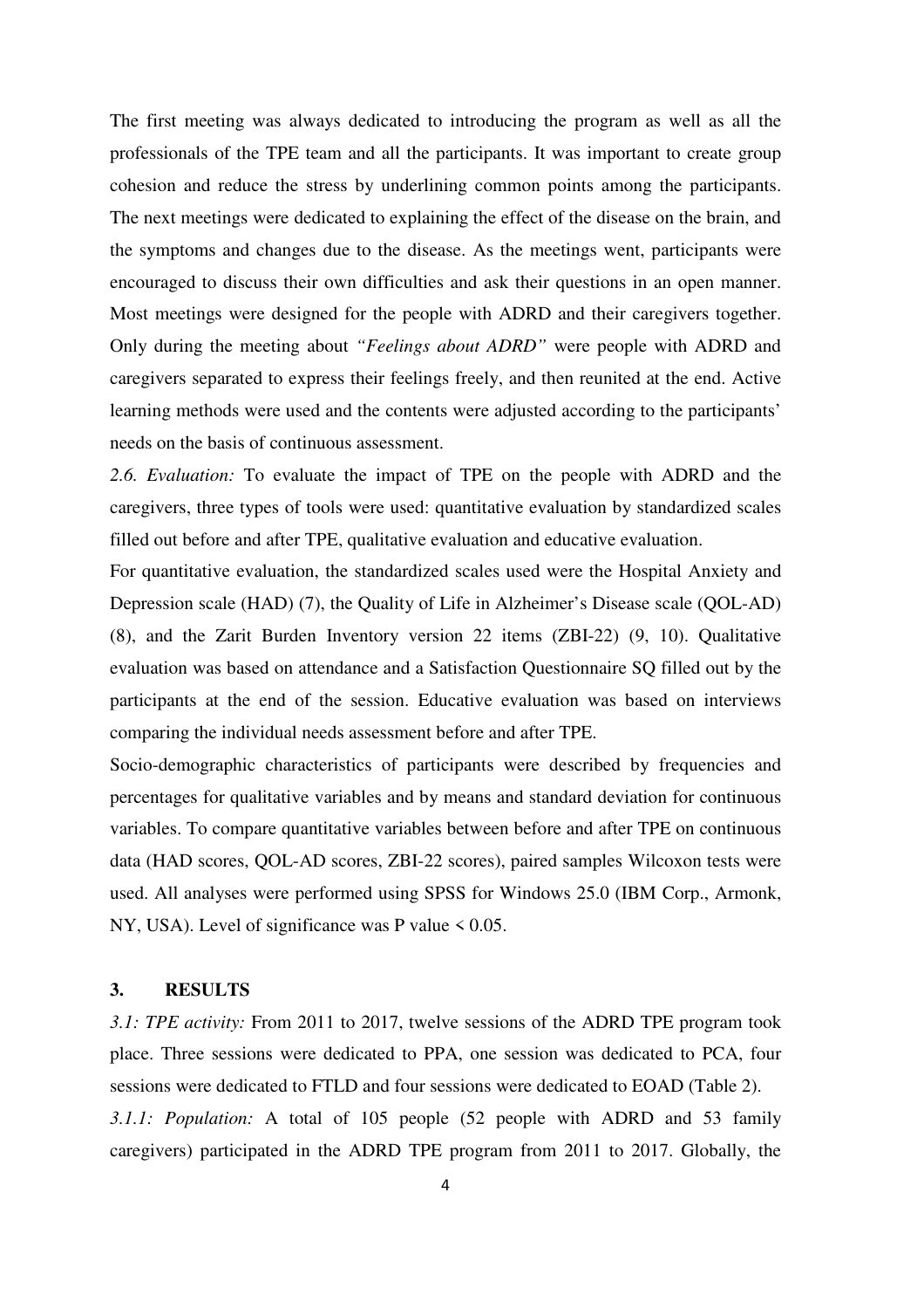The first meeting was always dedicated to introducing the program as well as all the professionals of the TPE team and all the participants. It was important to create group cohesion and reduce the stress by underlining common points among the participants. The next meetings were dedicated to explaining the effect of the disease on the brain, and the symptoms and changes due to the disease. As the meetings went, participants were encouraged to discuss their own difficulties and ask their questions in an open manner. Most meetings were designed for the people with ADRD and their caregivers together. Only during the meeting about *"Feelings about ADRD"* were people with ADRD and caregivers separated to express their feelings freely, and then reunited at the end. Active learning methods were used and the contents were adjusted according to the participants' needs on the basis of continuous assessment.

*2.6. Evaluation:* To evaluate the impact of TPE on the people with ADRD and the caregivers, three types of tools were used: quantitative evaluation by standardized scales filled out before and after TPE, qualitative evaluation and educative evaluation.

For quantitative evaluation, the standardized scales used were the Hospital Anxiety and Depression scale (HAD) (7), the Quality of Life in Alzheimer's Disease scale (QOL-AD) (8), and the Zarit Burden Inventory version 22 items (ZBI-22) (9, 10). Qualitative evaluation was based on attendance and a Satisfaction Questionnaire SQ filled out by the participants at the end of the session. Educative evaluation was based on interviews comparing the individual needs assessment before and after TPE.

Socio-demographic characteristics of participants were described by frequencies and percentages for qualitative variables and by means and standard deviation for continuous variables. To compare quantitative variables between before and after TPE on continuous data (HAD scores, QOL-AD scores, ZBI-22 scores), paired samples Wilcoxon tests were used. All analyses were performed using SPSS for Windows 25.0 (IBM Corp., Armonk, NY, USA). Level of significance was P value $< 0.05$.

## 3. RESULTS

*3.1: TPE activity:* From 2011 to 2017, twelve sessions of the ADRD TPE program took place. Three sessions were dedicated to PPA, one session was dedicated to PCA, four sessions were dedicated to FTLD and four sessions were dedicated to EOAD (Table 2).

*3.1.1: Population:* A total of 105 people (52 people with ADRD and 53 family caregivers) participated in the ADRD TPE program from 2011 to 2017. Globally, the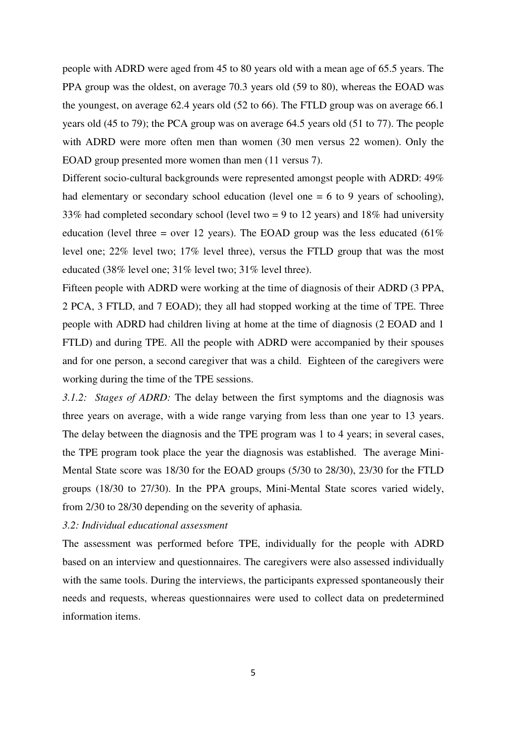people with ADRD were aged from 45 to 80 years old with a mean age of 65.5 years. The PPA group was the oldest, on average 70.3 years old (59 to 80), whereas the EOAD was the youngest, on average 62.4 years old (52 to 66). The FTLD group was on average 66.1 years old (45 to 79); the PCA group was on average 64.5 years old (51 to 77). The people with ADRD were more often men than women (30 men versus 22 women). Only the EOAD group presented more women than men (11 versus 7).

Different socio-cultural backgrounds were represented amongst people with ADRD: 49% had elementary or secondary school education (level one = 6 to 9 years of schooling), 33% had completed secondary school (level two = 9 to 12 years) and 18% had university education (level three = over 12 years). The EOAD group was the less educated (61% level one; 22% level two; 17% level three), versus the FTLD group that was the most educated (38% level one; 31% level two; 31% level three).

Fifteen people with ADRD were working at the time of diagnosis of their ADRD (3 PPA, 2 PCA, 3 FTLD, and 7 EOAD); they all had stopped working at the time of TPE. Three people with ADRD had children living at home at the time of diagnosis (2 EOAD and 1 FTLD) and during TPE. All the people with ADRD were accompanied by their spouses and for one person, a second caregiver that was a child. Eighteen of the caregivers were working during the time of the TPE sessions.

*3.1.2: Stages of ADRD:* The delay between the first symptoms and the diagnosis was three years on average, with a wide range varying from less than one year to 13 years. The delay between the diagnosis and the TPE program was 1 to 4 years; in several cases, the TPE program took place the year the diagnosis was established. The average Mini-Mental State score was 18/30 for the EOAD groups (5/30 to 28/30), 23/30 for the FTLD groups (18/30 to 27/30). In the PPA groups, Mini-Mental State scores varied widely, from 2/30 to 28/30 depending on the severity of aphasia.

*3.2: Individual educational assessment*

The assessment was performed before TPE, individually for the people with ADRD based on an interview and questionnaires. The caregivers were also assessed individually with the same tools. During the interviews, the participants expressed spontaneously their needs and requests, whereas questionnaires were used to collect data on predetermined information items.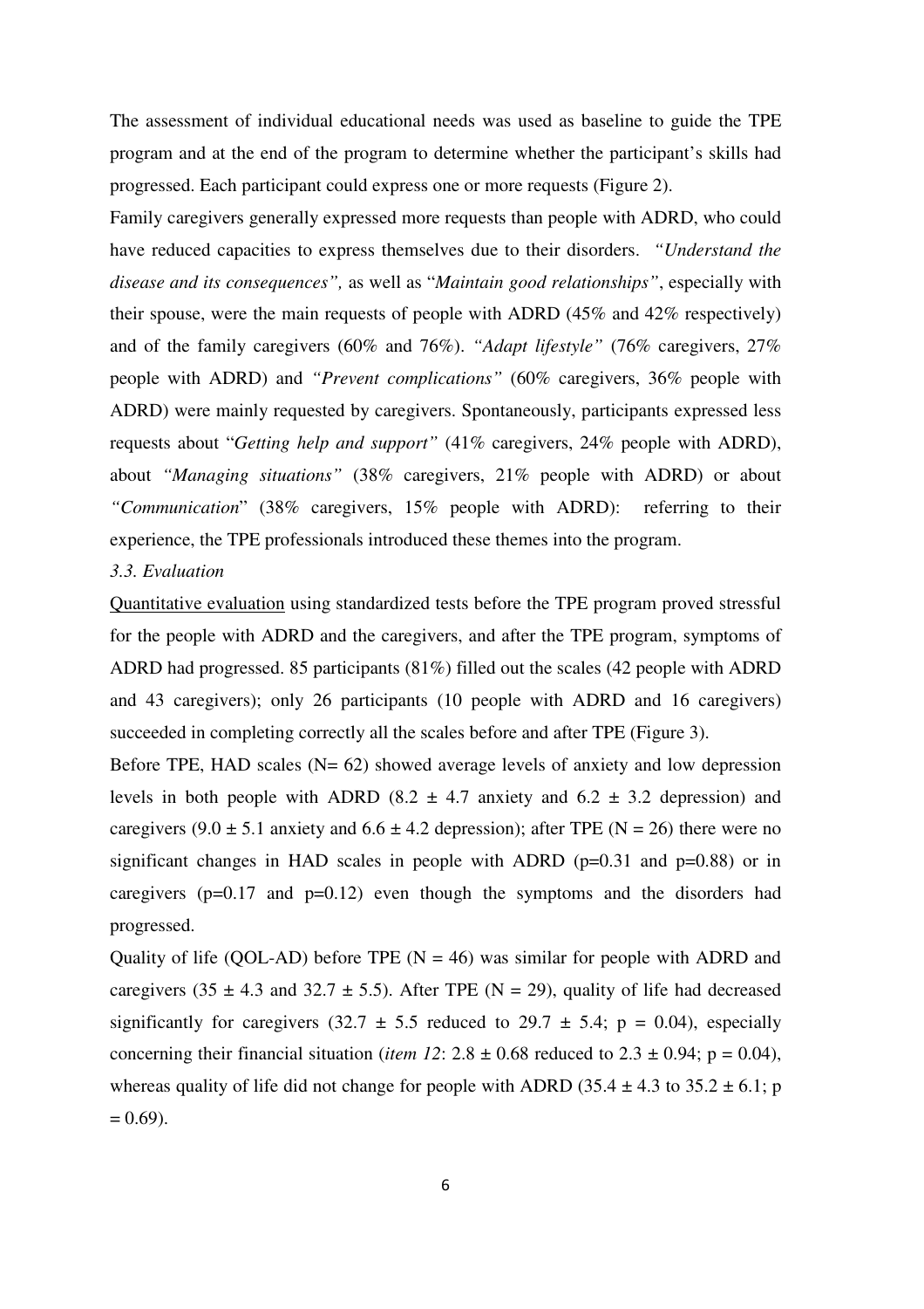The assessment of individual educational needs was used as baseline to guide the TPE program and at the end of the program to determine whether the participant's skills had progressed. Each participant could express one or more requests (Figure 2).

Family caregivers generally expressed more requests than people with ADRD, who could have reduced capacities to express themselves due to their disorders. *"Understand the disease and its consequences",* as well as "*Maintain good relationships"*, especially with their spouse, were the main requests of people with ADRD (45% and 42% respectively) and of the family caregivers (60% and 76%). *"Adapt lifestyle"* (76% caregivers, 27% people with ADRD) and *"Prevent complications"* (60% caregivers, 36% people with ADRD) were mainly requested by caregivers. Spontaneously, participants expressed less requests about "*Getting help and support"* (41% caregivers, 24% people with ADRD), about *"Managing situations"* (38% caregivers, 21% people with ADRD) or about *"Communication*" (38% caregivers, 15% people with ADRD): referring to their experience, the TPE professionals introduced these themes into the program.

*3.3. Evaluation*

Quantitative evaluation using standardized tests before the TPE program proved stressful for the people with ADRD and the caregivers, and after the TPE program, symptoms of ADRD had progressed. 85 participants (81%) filled out the scales (42 people with ADRD and 43 caregivers); only 26 participants (10 people with ADRD and 16 caregivers) succeeded in completing correctly all the scales before and after TPE (Figure 3).

Before TPE, HAD scales (N= 62) showed average levels of anxiety and low depression levels in both people with ADRD ($8.2 \pm 4.7$ anxiety and $6.2 \pm 3.2$ depression) and caregivers ($9.0 \pm 5.1$ anxiety and $6.6 \pm 4.2$ depression); after TPE (N = 26) there were no significant changes in HAD scales in people with ADRD ($p=0.31$ and $p=0.88$) or in caregivers ($p=0.17$ and $p=0.12$) even though the symptoms and the disorders had progressed.

Quality of life (QOL-AD) before TPE (N = 46) was similar for people with ADRD and caregivers ($35 \pm 4.3$ and $32.7 \pm 5.5$). After TPE (N = 29), quality of life had decreased significantly for caregivers ($32.7 \pm 5.5$ reduced to $29.7 \pm 5.4$; $p = 0.04$), especially concerning their financial situation (*item 12*: $2.8 \pm 0.68$ reduced to $2.3 \pm 0.94$; $p = 0.04$), whereas quality of life did not change for people with ADRD ($35.4 \pm 4.3$ to $35.2 \pm 6.1$; $p = 0.69$).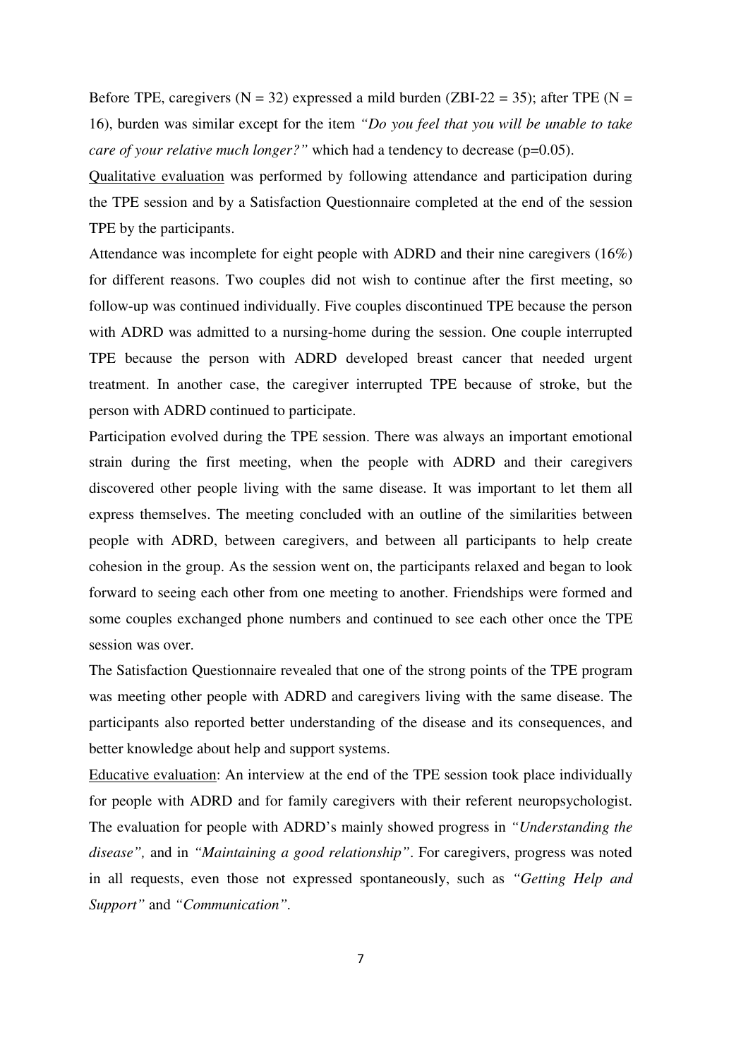Before TPE, caregivers ($N = 32$) expressed a mild burden (ZBI-22 = 35); after TPE ($N = 16$), burden was similar except for the item *"Do you feel that you will be unable to take care of your relative much longer?"* which had a tendency to decrease ($p=0.05$).

Qualitative evaluation was performed by following attendance and participation during the TPE session and by a Satisfaction Questionnaire completed at the end of the session TPE by the participants.

Attendance was incomplete for eight people with ADRD and their nine caregivers (16%) for different reasons. Two couples did not wish to continue after the first meeting, so follow-up was continued individually. Five couples discontinued TPE because the person with ADRD was admitted to a nursing-home during the session. One couple interrupted TPE because the person with ADRD developed breast cancer that needed urgent treatment. In another case, the caregiver interrupted TPE because of stroke, but the person with ADRD continued to participate.

Participation evolved during the TPE session. There was always an important emotional strain during the first meeting, when the people with ADRD and their caregivers discovered other people living with the same disease. It was important to let them all express themselves. The meeting concluded with an outline of the similarities between people with ADRD, between caregivers, and between all participants to help create cohesion in the group. As the session went on, the participants relaxed and began to look forward to seeing each other from one meeting to another. Friendships were formed and some couples exchanged phone numbers and continued to see each other once the TPE session was over.

The Satisfaction Questionnaire revealed that one of the strong points of the TPE program was meeting other people with ADRD and caregivers living with the same disease. The participants also reported better understanding of the disease and its consequences, and better knowledge about help and support systems.

Educative evaluation: An interview at the end of the TPE session took place individually for people with ADRD and for family caregivers with their referent neuropsychologist. The evaluation for people with ADRD's mainly showed progress in *"Understanding the disease",* and in *"Maintaining a good relationship"*. For caregivers, progress was noted in all requests, even those not expressed spontaneously, such as *"Getting Help and Support"* and *"Communication"*.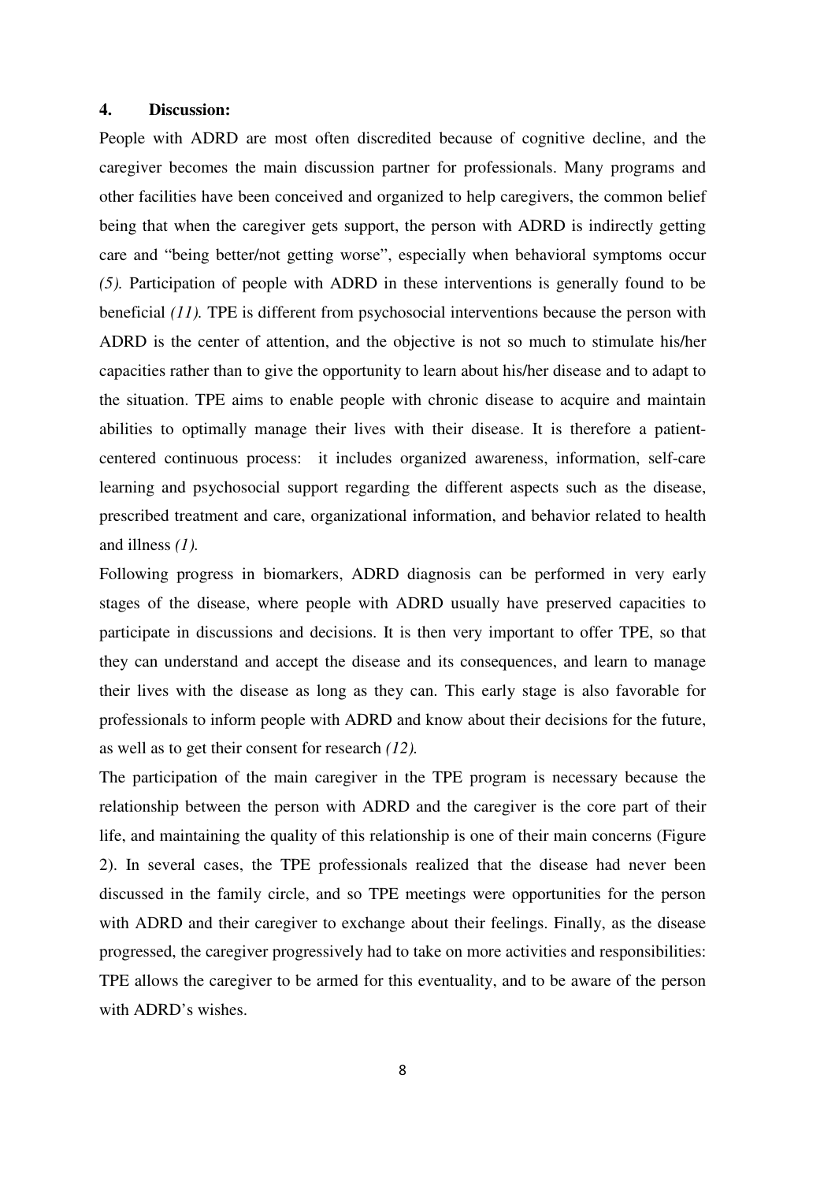## 4. Discussion:

People with ADRD are most often discredited because of cognitive decline, and the caregiver becomes the main discussion partner for professionals. Many programs and other facilities have been conceived and organized to help caregivers, the common belief being that when the caregiver gets support, the person with ADRD is indirectly getting care and "being better/not getting worse", especially when behavioral symptoms occur *(5).* Participation of people with ADRD in these interventions is generally found to be beneficial *(11).* TPE is different from psychosocial interventions because the person with ADRD is the center of attention, and the objective is not so much to stimulate his/her capacities rather than to give the opportunity to learn about his/her disease and to adapt to the situation. TPE aims to enable people with chronic disease to acquire and maintain abilities to optimally manage their lives with their disease. It is therefore a patient-centered continuous process: it includes organized awareness, information, self-care learning and psychosocial support regarding the different aspects such as the disease, prescribed treatment and care, organizational information, and behavior related to health and illness *(1).*

Following progress in biomarkers, ADRD diagnosis can be performed in very early stages of the disease, where people with ADRD usually have preserved capacities to participate in discussions and decisions. It is then very important to offer TPE, so that they can understand and accept the disease and its consequences, and learn to manage their lives with the disease as long as they can. This early stage is also favorable for professionals to inform people with ADRD and know about their decisions for the future, as well as to get their consent for research *(12).*

The participation of the main caregiver in the TPE program is necessary because the relationship between the person with ADRD and the caregiver is the core part of their life, and maintaining the quality of this relationship is one of their main concerns (Figure 2). In several cases, the TPE professionals realized that the disease had never been discussed in the family circle, and so TPE meetings were opportunities for the person with ADRD and their caregiver to exchange about their feelings. Finally, as the disease progressed, the caregiver progressively had to take on more activities and responsibilities: TPE allows the caregiver to be armed for this eventuality, and to be aware of the person with ADRD's wishes.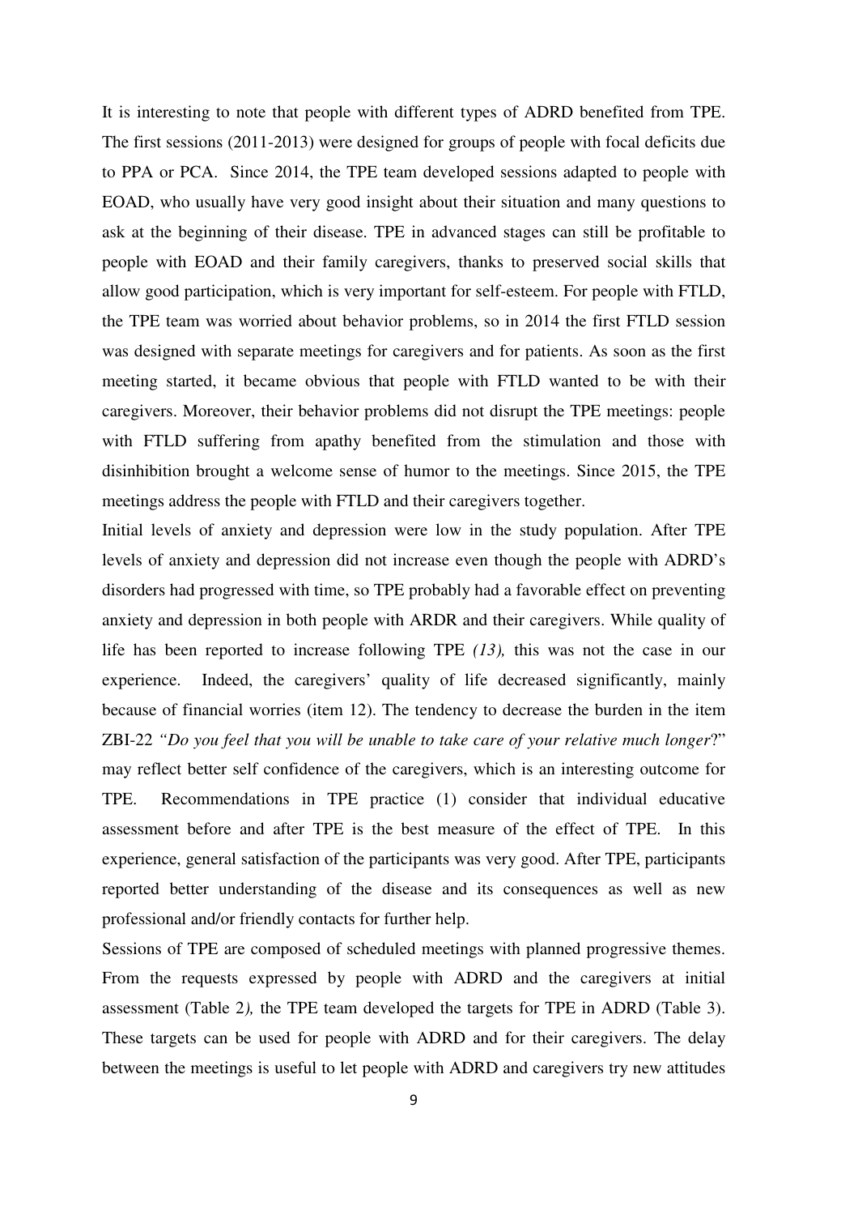It is interesting to note that people with different types of ADRD benefited from TPE. The first sessions (2011-2013) were designed for groups of people with focal deficits due to PPA or PCA. Since 2014, the TPE team developed sessions adapted to people with EOAD, who usually have very good insight about their situation and many questions to ask at the beginning of their disease. TPE in advanced stages can still be profitable to people with EOAD and their family caregivers, thanks to preserved social skills that allow good participation, which is very important for self-esteem. For people with FTLD, the TPE team was worried about behavior problems, so in 2014 the first FTLD session was designed with separate meetings for caregivers and for patients. As soon as the first meeting started, it became obvious that people with FTLD wanted to be with their caregivers. Moreover, their behavior problems did not disrupt the TPE meetings: people with FTLD suffering from apathy benefited from the stimulation and those with disinhibition brought a welcome sense of humor to the meetings. Since 2015, the TPE meetings address the people with FTLD and their caregivers together.

Initial levels of anxiety and depression were low in the study population. After TPE levels of anxiety and depression did not increase even though the people with ADRD's disorders had progressed with time, so TPE probably had a favorable effect on preventing anxiety and depression in both people with ARDR and their caregivers. While quality of life has been reported to increase following TPE *(13),* this was not the case in our experience. Indeed, the caregivers' quality of life decreased significantly, mainly because of financial worries (item 12). The tendency to decrease the burden in the item ZBI-22 *"Do you feel that you will be unable to take care of your relative much longer*?" may reflect better self confidence of the caregivers, which is an interesting outcome for TPE. Recommendations in TPE practice (1) consider that individual educative assessment before and after TPE is the best measure of the effect of TPE. In this experience, general satisfaction of the participants was very good. After TPE, participants reported better understanding of the disease and its consequences as well as new professional and/or friendly contacts for further help.

Sessions of TPE are composed of scheduled meetings with planned progressive themes. From the requests expressed by people with ADRD and the caregivers at initial assessment (Table 2*),* the TPE team developed the targets for TPE in ADRD (Table 3). These targets can be used for people with ADRD and for their caregivers. The delay between the meetings is useful to let people with ADRD and caregivers try new attitudes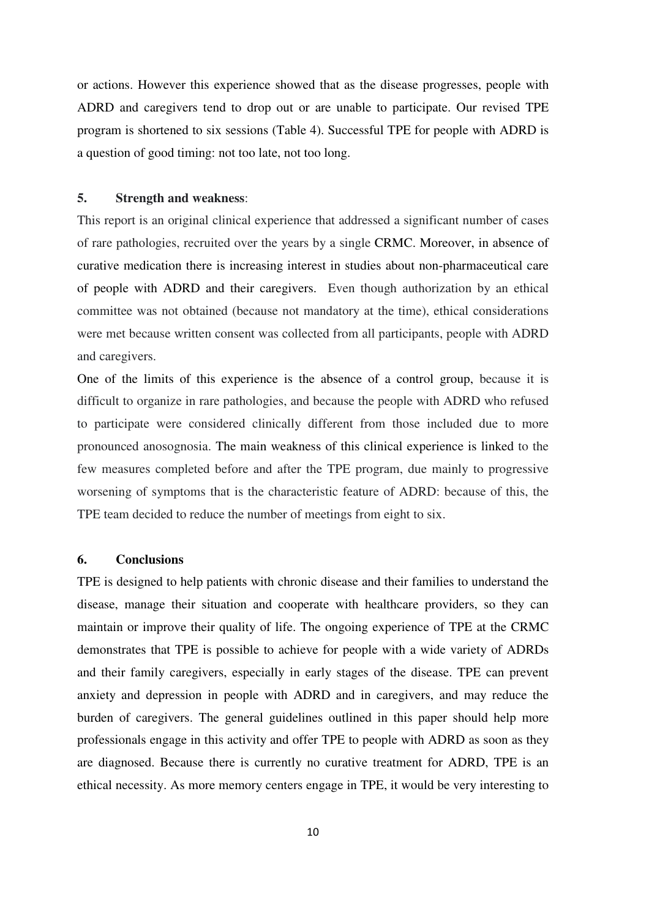or actions. However this experience showed that as the disease progresses, people with ADRD and caregivers tend to drop out or are unable to participate. Our revised TPE program is shortened to six sessions (Table 4). Successful TPE for people with ADRD is a question of good timing: not too late, not too long.

## 5. Strength and weakness:

This report is an original clinical experience that addressed a significant number of cases of rare pathologies, recruited over the years by a single CRMC. Moreover, in absence of curative medication there is increasing interest in studies about non-pharmaceutical care of people with ADRD and their caregivers. Even though authorization by an ethical committee was not obtained (because not mandatory at the time), ethical considerations were met because written consent was collected from all participants, people with ADRD and caregivers.

One of the limits of this experience is the absence of a control group, because it is difficult to organize in rare pathologies, and because the people with ADRD who refused to participate were considered clinically different from those included due to more pronounced anosognosia. The main weakness of this clinical experience is linked to the few measures completed before and after the TPE program, due mainly to progressive worsening of symptoms that is the characteristic feature of ADRD: because of this, the TPE team decided to reduce the number of meetings from eight to six.

## 6. Conclusions

TPE is designed to help patients with chronic disease and their families to understand the disease, manage their situation and cooperate with healthcare providers, so they can maintain or improve their quality of life. The ongoing experience of TPE at the CRMC demonstrates that TPE is possible to achieve for people with a wide variety of ADRDs and their family caregivers, especially in early stages of the disease. TPE can prevent anxiety and depression in people with ADRD and in caregivers, and may reduce the burden of caregivers. The general guidelines outlined in this paper should help more professionals engage in this activity and offer TPE to people with ADRD as soon as they are diagnosed. Because there is currently no curative treatment for ADRD, TPE is an ethical necessity. As more memory centers engage in TPE, it would be very interesting to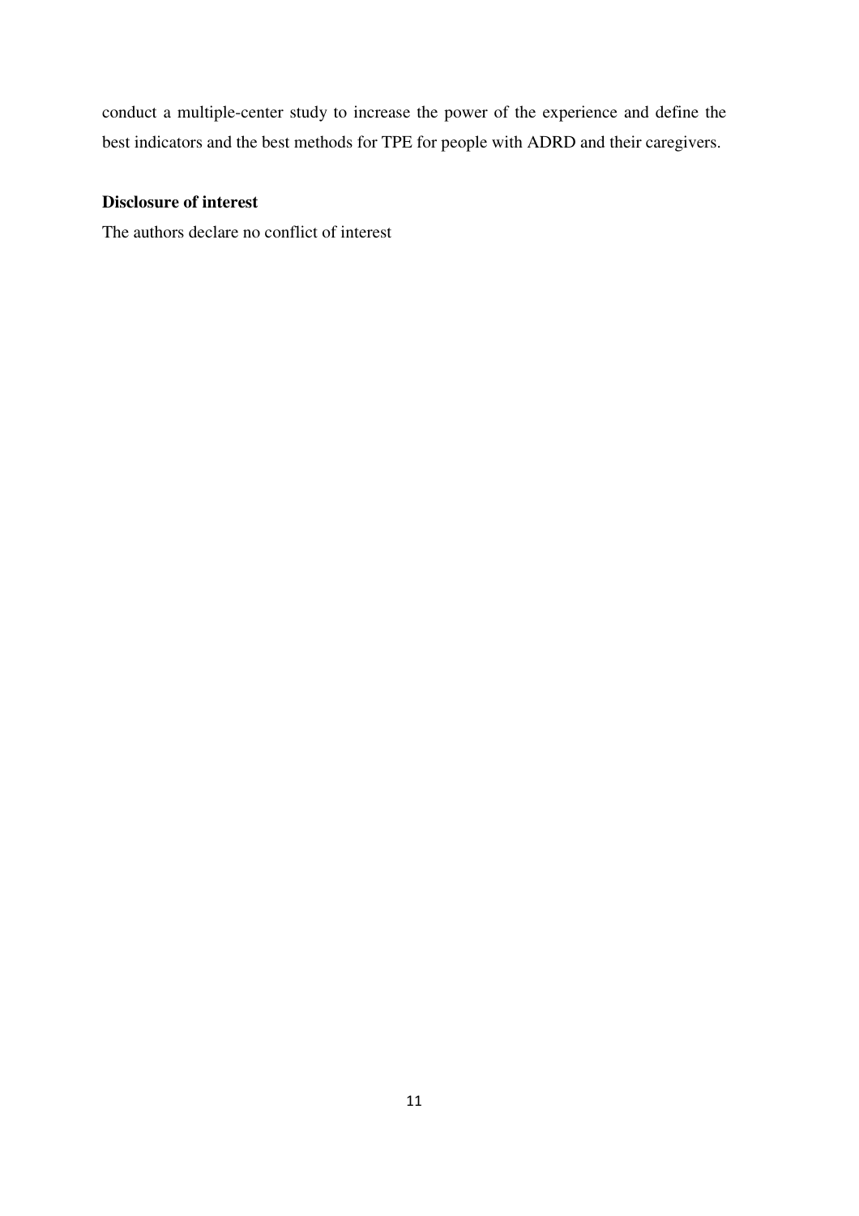conduct a multiple-center study to increase the power of the experience and define the best indicators and the best methods for TPE for people with ADRD and their caregivers.

**Disclosure of interest**

The authors declare no conflict of interest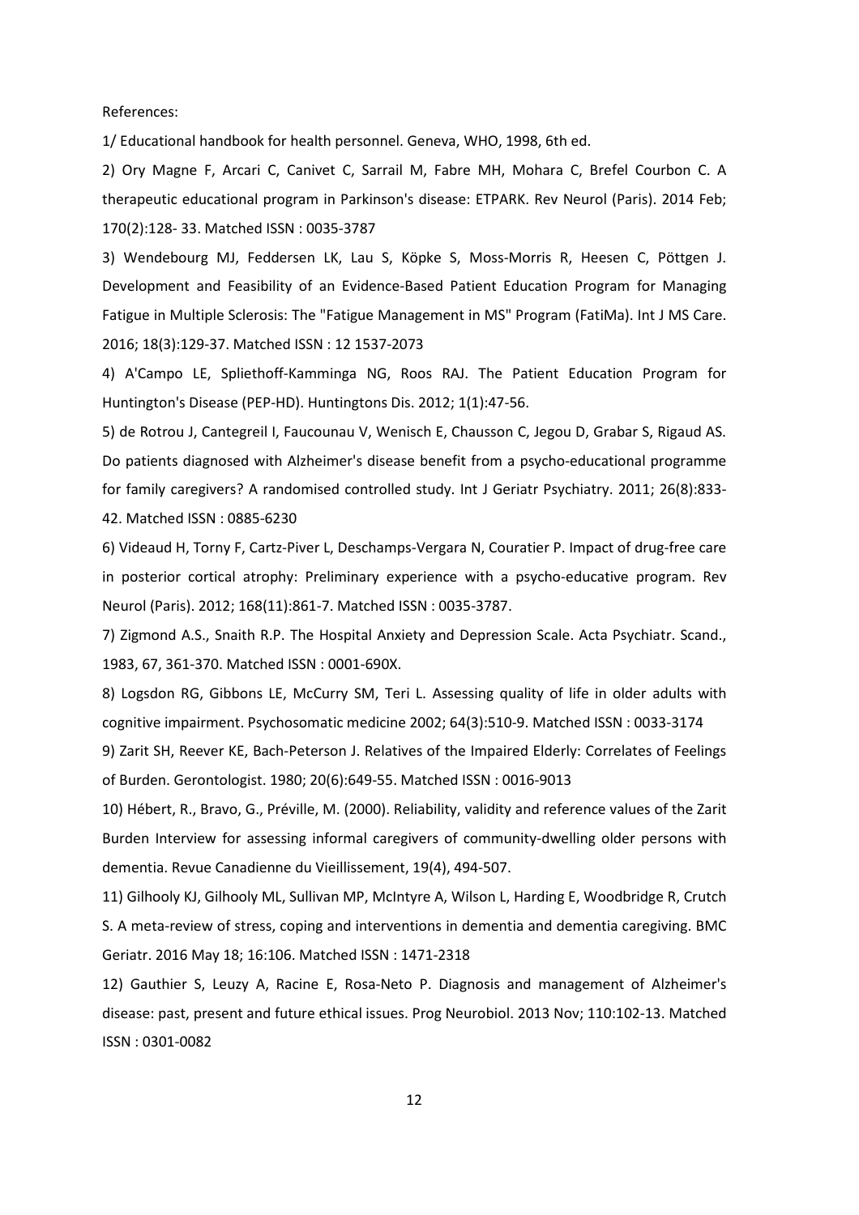References:

1/ Educational handbook for health personnel. Geneva, WHO, 1998, 6th ed.

2) Ory Magne F, Arcari C, Canivet C, Sarrail M, Fabre MH, Mohara C, Brefel Courbon C. A therapeutic educational program in Parkinson's disease: ETPARK. Rev Neurol (Paris). 2014 Feb; 170(2):128- 33. Matched ISSN : 0035-3787

3) Wendebourg MJ, Feddersen LK, Lau S, Köpke S, Moss-Morris R, Heesen C, Pöttgen J. Development and Feasibility of an Evidence-Based Patient Education Program for Managing Fatigue in Multiple Sclerosis: The "Fatigue Management in MS" Program (FatiMa). Int J MS Care. 2016; 18(3):129-37. Matched ISSN : 12 1537-2073

4) A'Campo LE, Spliethoff-Kamminga NG, Roos RAJ. The Patient Education Program for Huntington's Disease (PEP-HD). Huntingtons Dis. 2012; 1(1):47-56.

5) de Rotrou J, Cantegreil I, Faucounau V, Wenisch E, Chausson C, Jegou D, Grabar S, Rigaud AS. Do patients diagnosed with Alzheimer's disease benefit from a psycho-educational programme for family caregivers? A randomised controlled study. Int J Geriatr Psychiatry. 2011; 26(8):833-42. Matched ISSN : 0885-6230

6) Videaud H, Torny F, Cartz-Piver L, Deschamps-Vergara N, Couratier P. Impact of drug-free care in posterior cortical atrophy: Preliminary experience with a psycho-educative program. Rev Neurol (Paris). 2012; 168(11):861-7. Matched ISSN : 0035-3787.

7) Zigmond A.S., Snaith R.P. The Hospital Anxiety and Depression Scale. Acta Psychiatr. Scand., 1983, 67, 361-370. Matched ISSN : 0001-690X.

8) Logsdon RG, Gibbons LE, McCurry SM, Teri L. Assessing quality of life in older adults with cognitive impairment. Psychosomatic medicine 2002; 64(3):510-9. Matched ISSN : 0033-3174

9) Zarit SH, Reever KE, Bach-Peterson J. Relatives of the Impaired Elderly: Correlates of Feelings of Burden. Gerontologist. 1980; 20(6):649-55. Matched ISSN : 0016-9013

10) Hébert, R., Bravo, G., Préville, M. (2000). Reliability, validity and reference values of the Zarit Burden Interview for assessing informal caregivers of community-dwelling older persons with dementia. Revue Canadienne du Vieillissement, 19(4), 494-507.

11) Gilhooly KJ, Gilhooly ML, Sullivan MP, McIntyre A, Wilson L, Harding E, Woodbridge R, Crutch S. A meta-review of stress, coping and interventions in dementia and dementia caregiving. BMC Geriatr. 2016 May 18; 16:106. Matched ISSN : 1471-2318

12) Gauthier S, Leuzy A, Racine E, Rosa-Neto P. Diagnosis and management of Alzheimer's disease: past, present and future ethical issues. Prog Neurobiol. 2013 Nov; 110:102-13. Matched ISSN : 0301-0082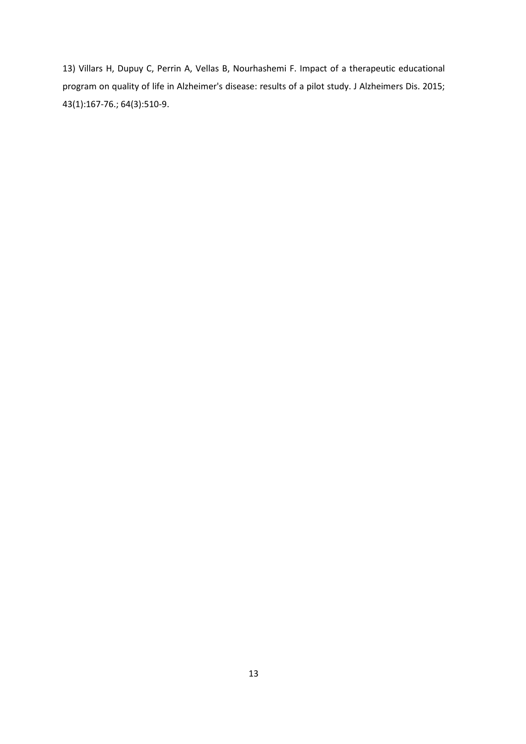13) Villars H, Dupuy C, Perrin A, Vellas B, Nourhashemi F. Impact of a therapeutic educational program on quality of life in Alzheimer's disease: results of a pilot study. J Alzheimers Dis. 2015; 43(1):167-76.; 64(3):510-9.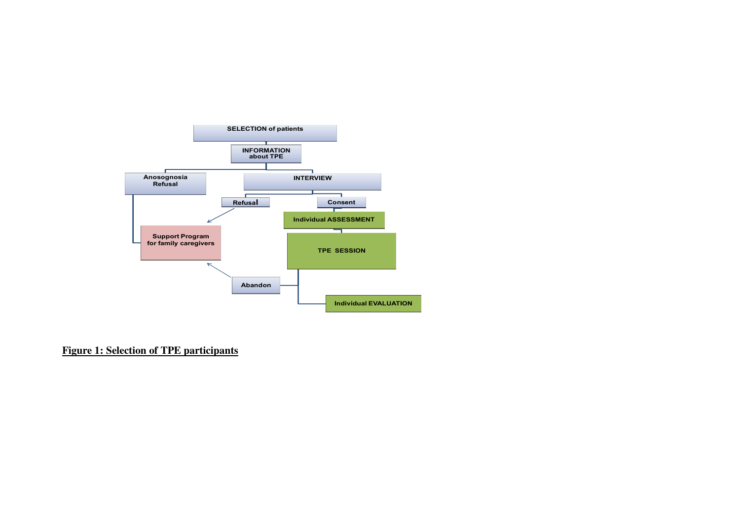SELECTION of patients

INFORMATION about TPE

Anosognosia Refusal

INTERVIEW

Refusal

Consent

Individual ASSESSMENT

Support Program for family caregivers

TPE SESSION

Abandon

Individual EVALUATION

**Figure 1: Selection of TPE participants**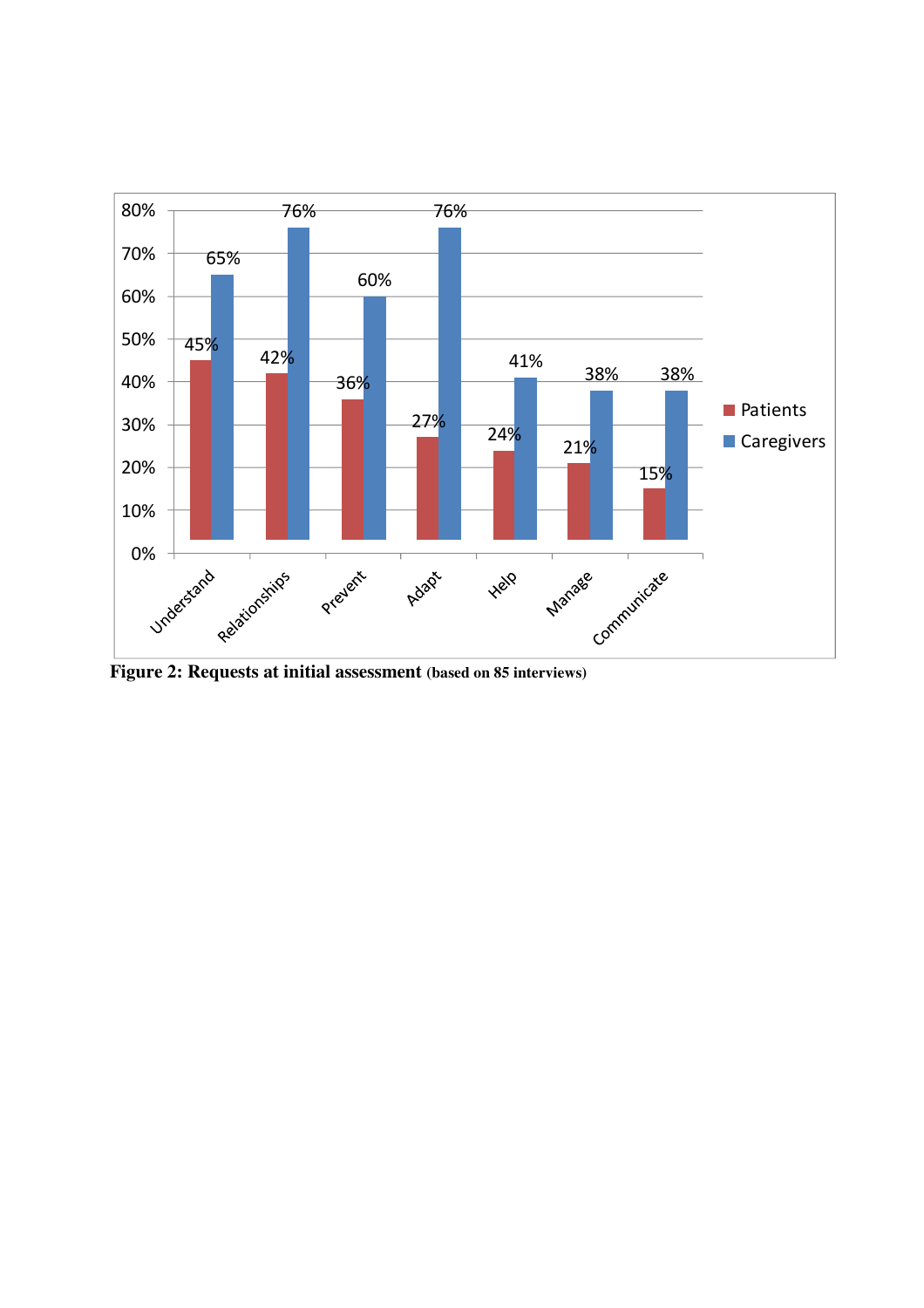| | Patients | Caregivers |
|---|---|---|
| Understand | 45% | 65% |
| Relationships | 42% | 76% |
| Prevent | 36% | 60% |
| Adapt | 27% | 76% |
| Help | 24% | 41% |
| Manage | 21% | 38% |
| Communicate | 15% | 38% |

**Figure 2: Requests at initial assessment** **(based on 85 interviews)**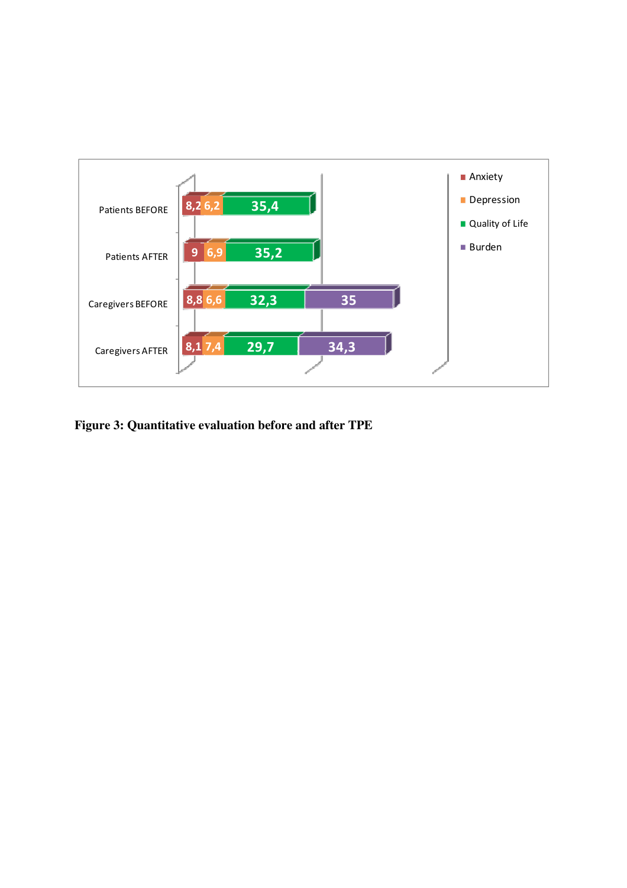| | Anxiety | Depression | Quality of Life | Burden |
|---|---|---|---|---|
| Patients BEFORE | 8,2 | 6,2 | 35,4 | |
| Patients AFTER | 9 | 6,9 | 35,2 | |
| Caregivers BEFORE | 8,8 | 6,6 | 32,3 | 35 |
| Caregivers AFTER | 8,1 | 7,4 | 29,7 | 34,3 |

**Figure 3: Quantitative evaluation before and after TPE**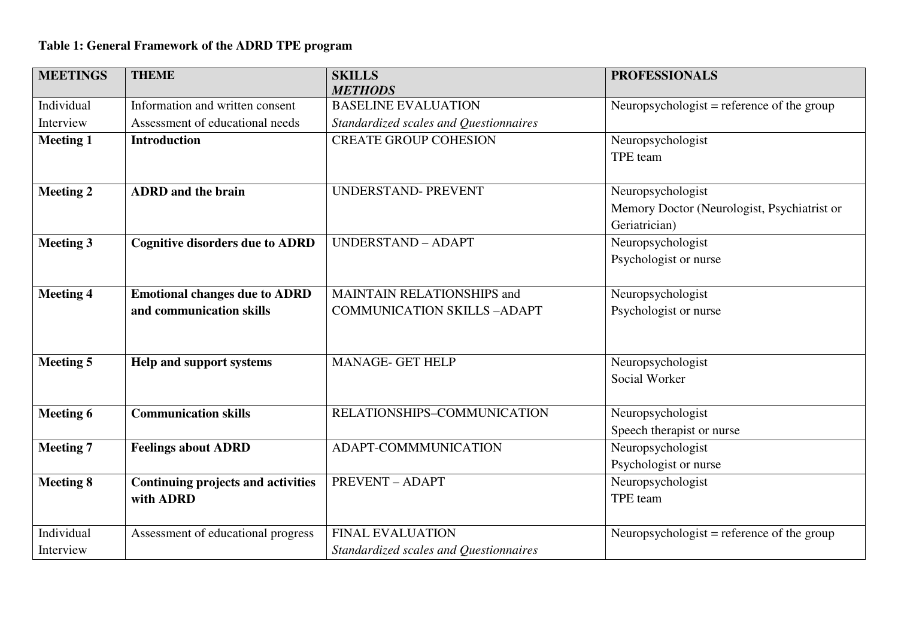**Table 1: General Framework of the ADRD TPE program**

| MEETINGS | THEME | SKILLS<br>*METHODS* | PROFESSIONALS |
|---|---|---|---|
| Individual Interview | Information and written consent<br>Assessment of educational needs | BASELINE EVALUATION<br>*Standardized scales and Questionnaires* | Neuropsychologist = reference of the group |
| **Meeting 1** | **Introduction** | CREATE GROUP COHESION | Neuropsychologist<br>TPE team |
| **Meeting 2** | **ADRD and the brain** | UNDERSTAND- PREVENT | Neuropsychologist<br>Memory Doctor (Neurologist, Psychiatrist or Geriatrician) |
| **Meeting 3** | **Cognitive disorders due to ADRD** | UNDERSTAND – ADAPT | Neuropsychologist<br>Psychologist or nurse |
| **Meeting 4** | **Emotional changes due to ADRD and communication skills** | MAINTAIN RELATIONSHIPS and COMMUNICATION SKILLS –ADAPT | Neuropsychologist<br>Psychologist or nurse |
| **Meeting 5** | **Help and support systems** | MANAGE- GET HELP | Neuropsychologist<br>Social Worker |
| **Meeting 6** | **Communication skills** | RELATIONSHIPS–COMMUNICATION | Neuropsychologist<br>Speech therapist or nurse |
| **Meeting 7** | **Feelings about ADRD** | ADAPT-COMMMUNICATION | Neuropsychologist<br>Psychologist or nurse |
| **Meeting 8** | **Continuing projects and activities with ADRD** | PREVENT – ADAPT | Neuropsychologist<br>TPE team |
| Individual Interview | Assessment of educational progress | FINAL EVALUATION<br>*Standardized scales and Questionnaires* | Neuropsychologist = reference of the group |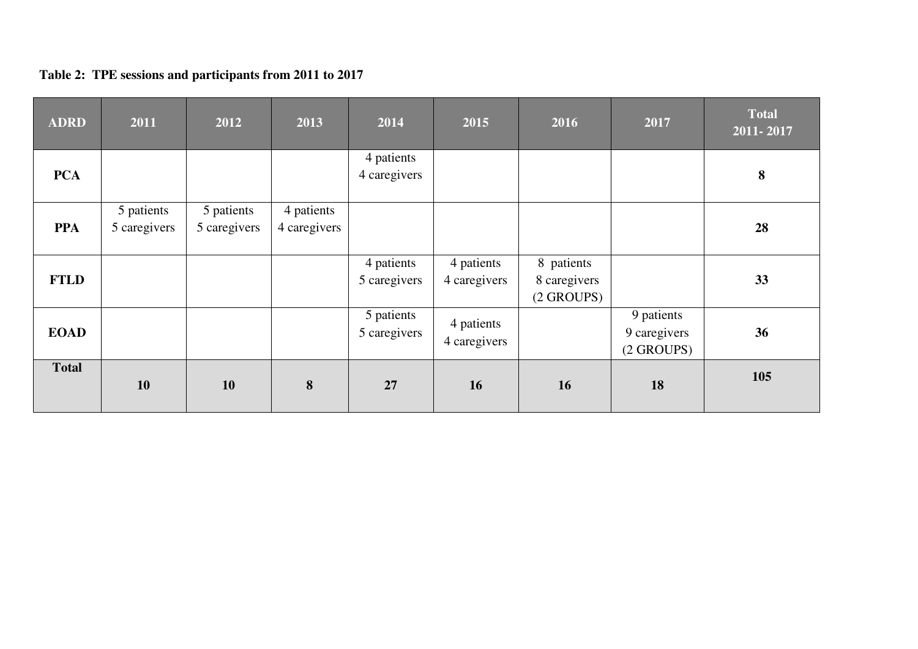**Table 2: TPE sessions and participants from 2011 to 2017**

| ADRD | 2011 | 2012 | 2013 | 2014 | 2015 | 2016 | 2017 | Total 2011- 2017 |
|---|---|---|---|---|---|---|---|---|
| **PCA** | | | | 4 patients 4 caregivers | | | | **8** |
| **PPA** | 5 patients 5 caregivers | 5 patients 5 caregivers | 4 patients 4 caregivers | | | | | **28** |
| **FTLD** | | | | 4 patients 5 caregivers | 4 patients 4 caregivers | 8 patients 8 caregivers (2 GROUPS) | | **33** |
| **EOAD** | | | | 5 patients 5 caregivers | 4 patients 4 caregivers | | 9 patients 9 caregivers (2 GROUPS) | **36** |
| **Total** | **10** | **10** | **8** | **27** | **16** | **16** | **18** | **105** |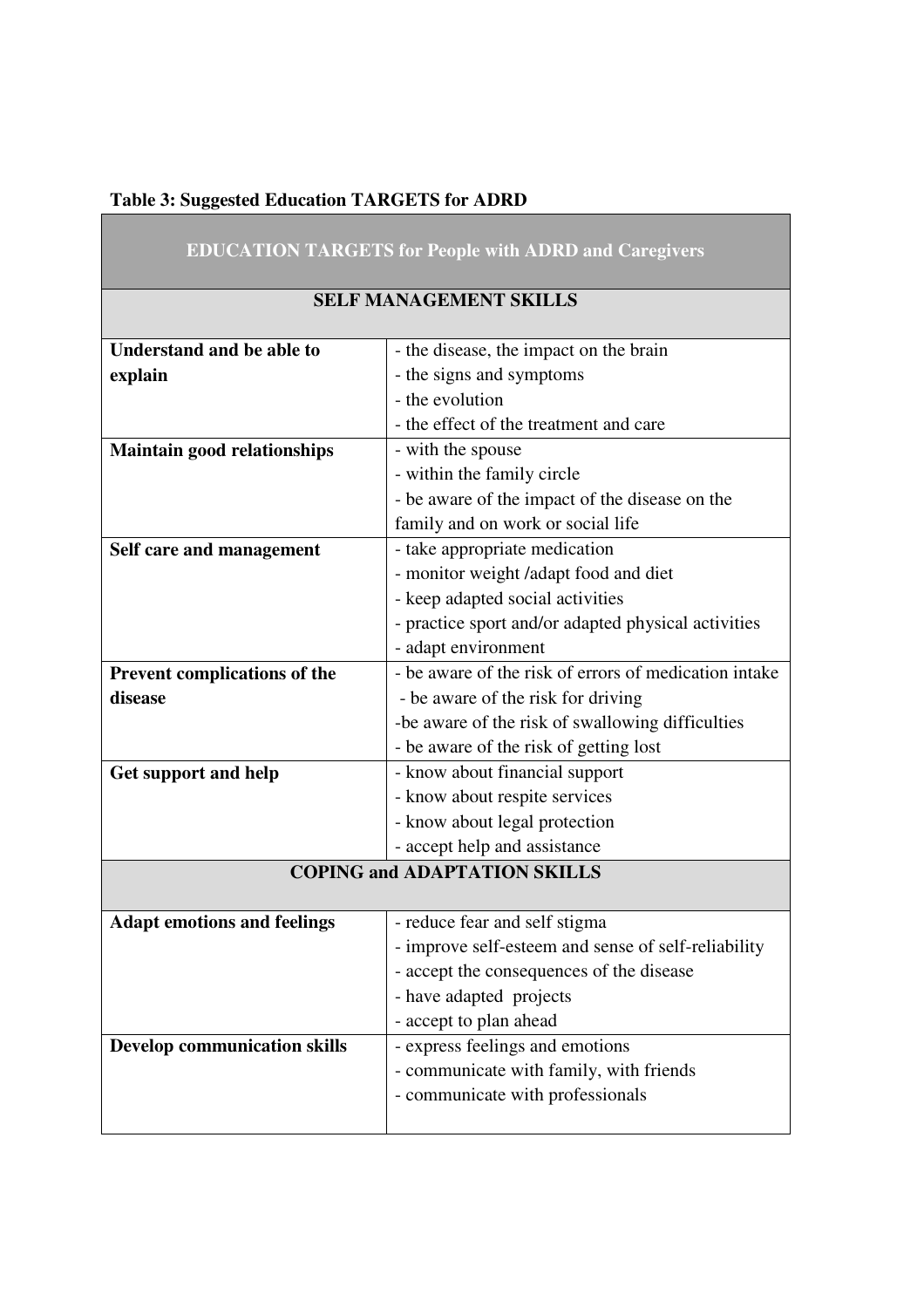**Table 3: Suggested Education TARGETS for ADRD**

| EDUCATION TARGETS for People with ADRD and Caregivers | |
|---|---|
| **SELF MANAGEMENT SKILLS** | |
| **Understand and be able to explain** | - the disease, the impact on the brain<br>- the signs and symptoms<br>- the evolution<br>- the effect of the treatment and care |
| **Maintain good relationships** | - with the spouse<br>- within the family circle<br>- be aware of the impact of the disease on the family and on work or social life |
| **Self care and management** | - take appropriate medication<br>- monitor weight /adapt food and diet<br>- keep adapted social activities<br>- practice sport and/or adapted physical activities<br>- adapt environment |
| **Prevent complications of the disease** | - be aware of the risk of errors of medication intake<br>- be aware of the risk for driving<br>-be aware of the risk of swallowing difficulties<br>- be aware of the risk of getting lost |
| **Get support and help** | - know about financial support<br>- know about respite services<br>- know about legal protection<br>- accept help and assistance |
| **COPING and ADAPTATION SKILLS** | |
| **Adapt emotions and feelings** | - reduce fear and self stigma<br>- improve self-esteem and sense of self-reliability<br>- accept the consequences of the disease<br>- have adapted projects<br>- accept to plan ahead |
| **Develop communication skills** | - express feelings and emotions<br>- communicate with family, with friends<br>- communicate with professionals |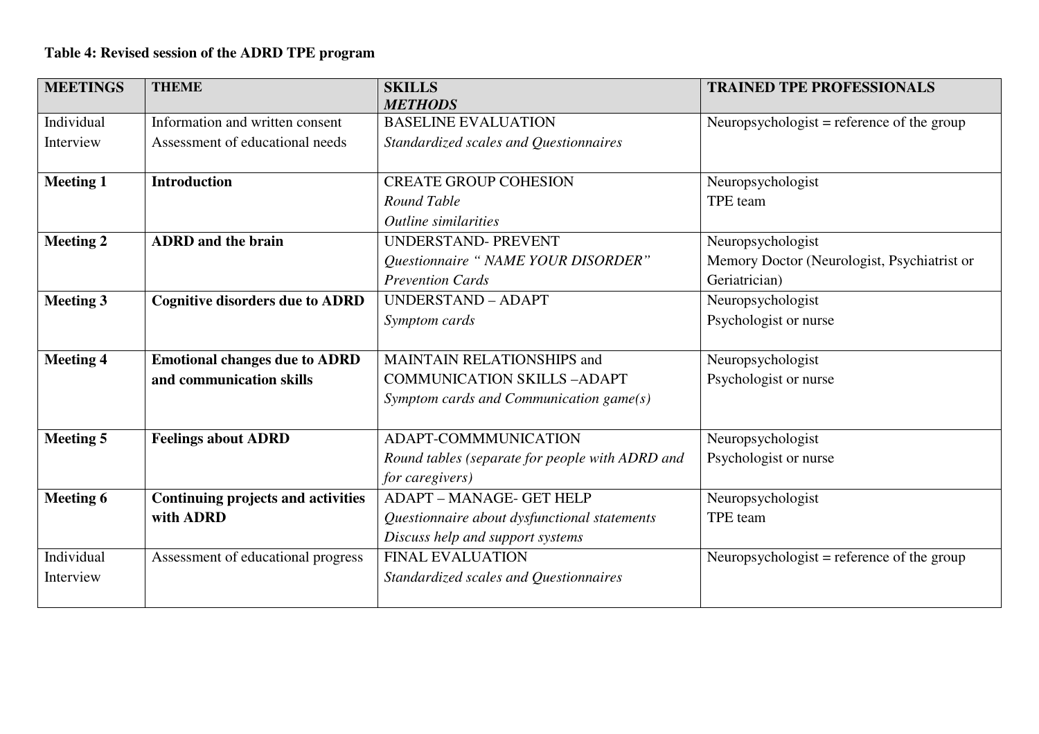**Table 4: Revised session of the ADRD TPE program**

| **MEETINGS** | **THEME** | **SKILLS** *METHODS* | **TRAINED TPE PROFESSIONALS** |
|---|---|---|---|
| Individual Interview | Information and written consent Assessment of educational needs | BASELINE EVALUATION *Standardized scales and Questionnaires* | Neuropsychologist = reference of the group |
| **Meeting 1** | **Introduction** | CREATE GROUP COHESION *Round Table* *Outline similarities* | Neuropsychologist TPE team |
| **Meeting 2** | **ADRD and the brain** | UNDERSTAND- PREVENT *Questionnaire " NAME YOUR DISORDER"* *Prevention Cards* | Neuropsychologist Memory Doctor (Neurologist, Psychiatrist or Geriatrician) |
| **Meeting 3** | **Cognitive disorders due to ADRD** | UNDERSTAND – ADAPT *Symptom cards* | Neuropsychologist Psychologist or nurse |
| **Meeting 4** | **Emotional changes due to ADRD and communication skills** | MAINTAIN RELATIONSHIPS and COMMUNICATION SKILLS –ADAPT *Symptom cards and Communication game(s)* | Neuropsychologist Psychologist or nurse |
| **Meeting 5** | **Feelings about ADRD** | ADAPT-COMMMUNICATION *Round tables (separate for people with ADRD and for caregivers)* | Neuropsychologist Psychologist or nurse |
| **Meeting 6** | **Continuing projects and activities with ADRD** | ADAPT – MANAGE- GET HELP *Questionnaire about dysfunctional statements* *Discuss help and support systems* | Neuropsychologist TPE team |
| Individual Interview | Assessment of educational progress | FINAL EVALUATION *Standardized scales and Questionnaires* | Neuropsychologist = reference of the group |